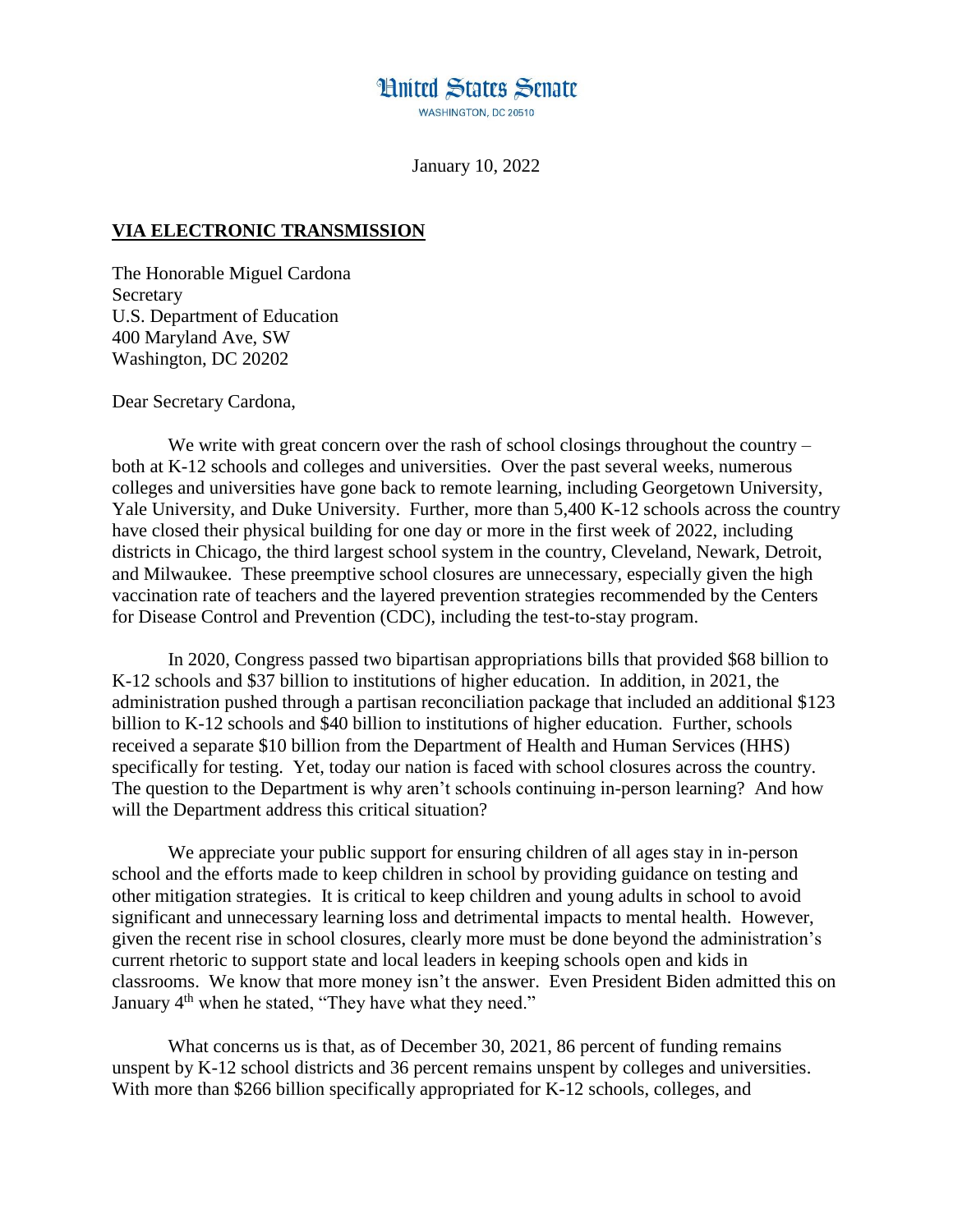# United States Senate

WASHINGTON, DC 20510

January 10, 2022

**VIA ELECTRONIC TRANSMISSION**

The Honorable Miguel Cardona
Secretary
U.S. Department of Education
400 Maryland Ave, SW
Washington, DC 20202

Dear Secretary Cardona,

We write with great concern over the rash of school closings throughout the country – both at K-12 schools and colleges and universities. Over the past several weeks, numerous colleges and universities have gone back to remote learning, including Georgetown University, Yale University, and Duke University. Further, more than 5,400 K-12 schools across the country have closed their physical building for one day or more in the first week of 2022, including districts in Chicago, the third largest school system in the country, Cleveland, Newark, Detroit, and Milwaukee. These preemptive school closures are unnecessary, especially given the high vaccination rate of teachers and the layered prevention strategies recommended by the Centers for Disease Control and Prevention (CDC), including the test-to-stay program.

In 2020, Congress passed two bipartisan appropriations bills that provided $68 billion to K-12 schools and $37 billion to institutions of higher education. In addition, in 2021, the administration pushed through a partisan reconciliation package that included an additional $123 billion to K-12 schools and $40 billion to institutions of higher education. Further, schools received a separate $10 billion from the Department of Health and Human Services (HHS) specifically for testing. Yet, today our nation is faced with school closures across the country. The question to the Department is why aren't schools continuing in-person learning? And how will the Department address this critical situation?

We appreciate your public support for ensuring children of all ages stay in in-person school and the efforts made to keep children in school by providing guidance on testing and other mitigation strategies. It is critical to keep children and young adults in school to avoid significant and unnecessary learning loss and detrimental impacts to mental health. However, given the recent rise in school closures, clearly more must be done beyond the administration's current rhetoric to support state and local leaders in keeping schools open and kids in classrooms. We know that more money isn't the answer. Even President Biden admitted this on January 4th when he stated, "They have what they need."

What concerns us is that, as of December 30, 2021, 86 percent of funding remains unspent by K-12 school districts and 36 percent remains unspent by colleges and universities. With more than $266 billion specifically appropriated for K-12 schools, colleges, and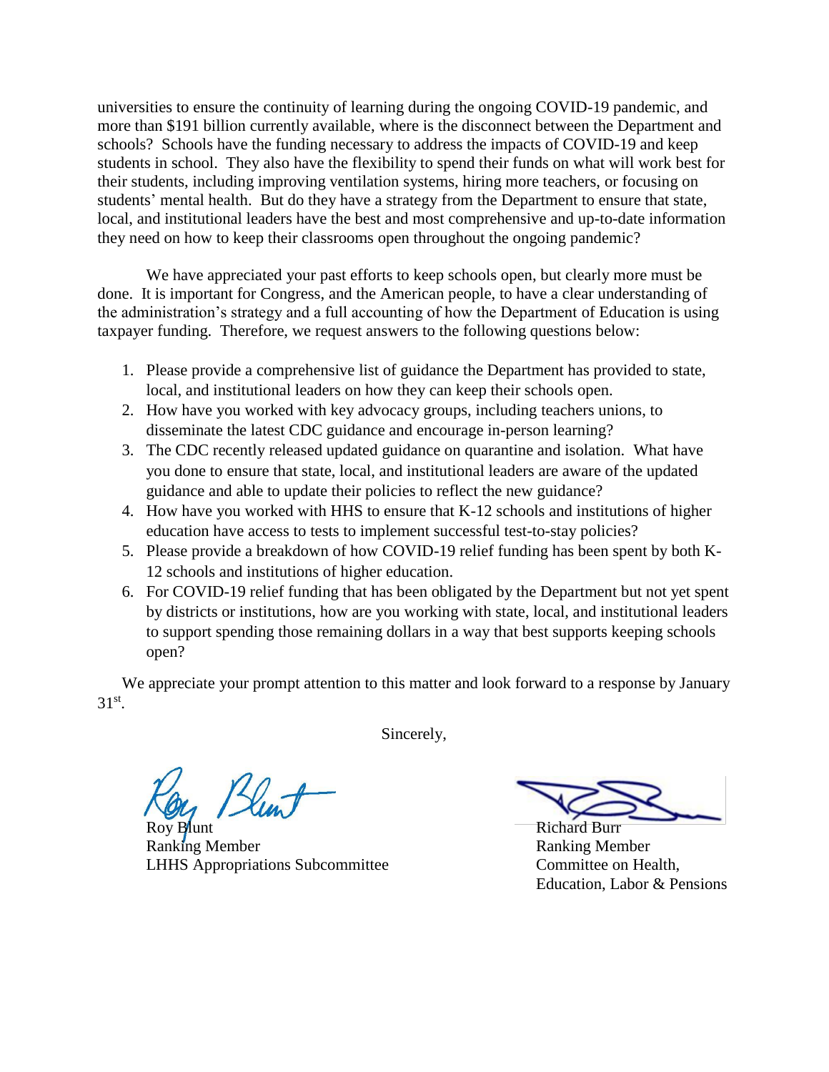universities to ensure the continuity of learning during the ongoing COVID-19 pandemic, and more than $191 billion currently available, where is the disconnect between the Department and schools? Schools have the funding necessary to address the impacts of COVID-19 and keep students in school. They also have the flexibility to spend their funds on what will work best for their students, including improving ventilation systems, hiring more teachers, or focusing on students' mental health. But do they have a strategy from the Department to ensure that state, local, and institutional leaders have the best and most comprehensive and up-to-date information they need on how to keep their classrooms open throughout the ongoing pandemic?

We have appreciated your past efforts to keep schools open, but clearly more must be done. It is important for Congress, and the American people, to have a clear understanding of the administration's strategy and a full accounting of how the Department of Education is using taxpayer funding. Therefore, we request answers to the following questions below:

1. Please provide a comprehensive list of guidance the Department has provided to state, local, and institutional leaders on how they can keep their schools open.
2. How have you worked with key advocacy groups, including teachers unions, to disseminate the latest CDC guidance and encourage in-person learning?
3. The CDC recently released updated guidance on quarantine and isolation. What have you done to ensure that state, local, and institutional leaders are aware of the updated guidance and able to update their policies to reflect the new guidance?
4. How have you worked with HHS to ensure that K-12 schools and institutions of higher education have access to tests to implement successful test-to-stay policies?
5. Please provide a breakdown of how COVID-19 relief funding has been spent by both K-12 schools and institutions of higher education.
6. For COVID-19 relief funding that has been obligated by the Department but not yet spent by districts or institutions, how are you working with state, local, and institutional leaders to support spending those remaining dollars in a way that best supports keeping schools open?

We appreciate your prompt attention to this matter and look forward to a response by January 31st.

Sincerely,

Roy Blunt
Ranking Member
LHHS Appropriations Subcommittee

Richard Burr
Ranking Member
Committee on Health, Education, Labor & Pensions